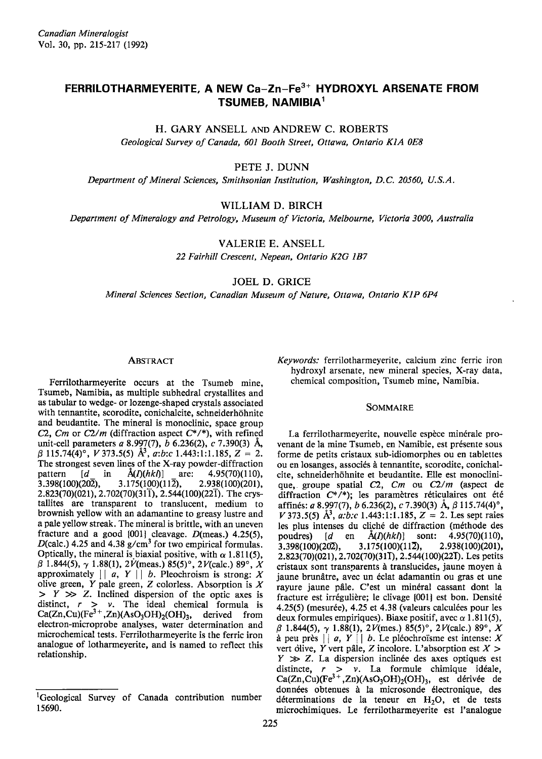# FERRILOTHARMEYERITE, A NEW Ca–Zn–$Fe^{3+}$ HYDROXYL ARSENATE FROM TSUMEB, NAMIBIA[1]

H. GARY ANSELL AND ANDREW C. ROBERTS

*Geological Survey of Canada, 601 Booth Street, Ottawa, Ontario K1A 0E8*

PETE J. DUNN

*Department of Mineral Sciences, Smithsonian Institution, Washington, D.C. 20560, U.S.A.*

WILLIAM D. BIRCH

*Department of Mineralogy and Petrology, Museum of Victoria, Melbourne, Victoria 3000, Australia*

VALERIE E. ANSELL

*22 Fairhill Crescent, Nepean, Ontario K2G 1B7*

JOEL D. GRICE

*Mineral Sciences Section, Canadian Museum of Nature, Ottawa, Ontario K1P 6P4*

## ABSTRACT

Ferrilotharmeyerite occurs at the Tsumeb mine, Tsumeb, Namibia, as multiple subhedral crystallites and as tabular to wedge- or lozenge-shaped crystals associated with tennantite, scorodite, conichalcite, schneiderhöhnite and beudantite. The mineral is monoclinic, space group $C2$, $Cm$ or $C2/m$ (diffraction aspect $C*/*$), with refined unit-cell parameters *a* 8.997(7), *b* 6.236(2), *c* 7.390(3) Å, $\beta$ 115.74(4)°, *V* 373.5(5) Å$^3$, *a*:*b*:*c* 1.443:1:1.185, *Z* = 2. The strongest seven lines of the X-ray powder-diffraction pattern [*d* in Å(*I*)(*hkl*)] are: 4.95(70)(110), 3.398(100)(20$\bar{2}$), 3.175(100)(11$\bar{2}$), 2.938(100)(201), 2.823(70)(021), 2.702(70)(31$\bar{1}$), 2.544(100)(22$\bar{1}$). The crystallites are transparent to translucent, medium to brownish yellow with an adamantine to greasy lustre and a pale yellow streak. The mineral is brittle, with an uneven fracture and a good {001} cleavage. *D*(meas.) 4.25(5), *D*(calc.) 4.25 and 4.38 g/cm$^3$ for two empirical formulas. Optically, the mineral is biaxial positive, with $\alpha$ 1.811(5), $\beta$ 1.844(5), $\gamma$ 1.88(1), 2*V*(meas.) 85(5)°, 2*V*(calc.) 89°, *X* approximately || *a*, *Y* || *b*. Pleochroism is strong: *X* olive green, *Y* pale green, *Z* colorless. Absorption is *X* > *Y* ≫ *Z*. Inclined dispersion of the optic axes is distinct, *r* > *v*. The ideal chemical formula is $Ca(Zn,Cu)(Fe^{3+},Zn)(AsO_3OH)_2(OH)_3$, derived from electron-microprobe analyses, water determination and microchemical tests. Ferrilotharmeyerite is the ferric iron analogue of lotharmeyerite, and is named to reflect this relationship.

*Keywords:* ferrilotharmeyerite, calcium zinc ferric iron hydroxyl arsenate, new mineral species, X-ray data, chemical composition, Tsumeb mine, Namibia.

## SOMMAIRE

La ferrilotharmeyerite, nouvelle espèce minérale provenant de la mine Tsumeb, en Namibie, est présente sous forme de petits cristaux sub-idiomorphes ou en tablettes ou en losanges, associés à tennantite, scorodite, conichalcite, schneiderhöhnite et beudantite. Elle est monoclinique, groupe spatial $C2$, $Cm$ ou $C2/m$ (aspect de diffraction $C*/*$); les paramètres réticulaires ont été affinés: *a* 8.997(7), *b* 6.236(2), *c* 7.390(3) Å, $\beta$ 115.74(4)°, *V* 373.5(5) Å$^3$, *a*:*b*:*c* 1.443:1:1.185, *Z* = 2. Les sept raies les plus intenses du cliché de diffraction (méthode des poudres) [*d* en Å(*I*)(*hkl*)] sont: 4.95(70)(110), 3.398(100)(20$\bar{2}$), 3.175(100)(11$\bar{2}$), 2.938(100)(201), 2.823(70)(021), 2.702(70)(31$\bar{1}$), 2.544(100)(22$\bar{1}$). Les petits cristaux sont transparents à translucides, jaune moyen à jaune brunâtre, avec un éclat adamantin ou gras et une rayure jaune pâle. C'est un minéral cassant dont la fracture est irrégulière; le clivage {001} est bon. Densité 4.25(5) (mesurée), 4.25 et 4.38 (valeurs calculées pour les deux formules empiriques). Biaxe positif, avec $\alpha$ 1.811(5), $\beta$ 1.844(5), $\gamma$ 1.88(1), 2*V*(mes.) 85(5)°, 2*V*(calc.) 89°, *X* à peu près || *a*, *Y* || *b*. Le pléochroïsme est intense: *X* vert olive, *Y* vert pâle, *Z* incolore. L'absorption est *X* > *Y* ≫ *Z*. La dispersion inclinée des axes optiques est distincte, *r* > *v*. La formule chimique idéale, $Ca(Zn,Cu)(Fe^{3+},Zn)(AsO_3OH)_2(OH)_3$, est dérivée de données obtenues à la microsonde électronique, des déterminations de la teneur en $H_2O$, et de tests microchimiques. Le ferrilotharmeyerite est l'analogue

[1]Geological Survey of Canada contribution number 15690.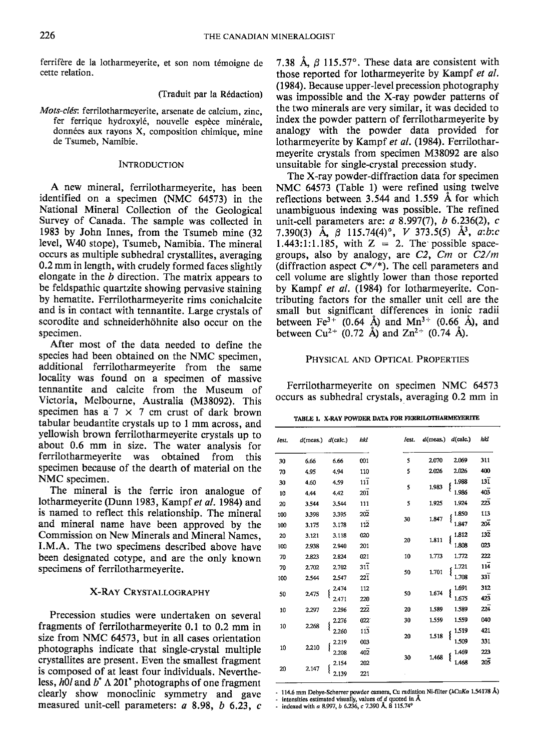ferrifère de la lotharmeyerite, et son nom témoigne de cette relation.

(Traduit par la Rédaction)

*Mots-clés*: ferrilotharmeyerite, arsenate de calcium, zinc, fer ferrique hydroxylé, nouvelle espèce minérale, données aux rayons X, composition chimique, mine de Tsumeb, Namibie.

## INTRODUCTION

A new mineral, ferrilotharmeyerite, has been identified on a specimen (NMC 64573) in the National Mineral Collection of the Geological Survey of Canada. The sample was collected in 1983 by John Innes, from the Tsumeb mine (32 level, W40 stope), Tsumeb, Namibia. The mineral occurs as multiple subhedral crystallites, averaging 0.2 mm in length, with crudely formed faces slightly elongate in the *b* direction. The matrix appears to be feldspathic quartzite showing pervasive staining by hematite. Ferrilotharmeyerite rims conichalcite and is in contact with tennantite. Large crystals of scorodite and schneiderhöhnite also occur on the specimen.

After most of the data needed to define the species had been obtained on the NMC specimen, additional ferrilotharmeyerite from the same locality was found on a specimen of massive tennantite and calcite from the Museum of Victoria, Melbourne, Australia (M38092). This specimen has a 7 × 7 cm crust of dark brown tabular beudantite crystals up to 1 mm across, and yellowish brown ferrilotharmeyerite crystals up to about 0.6 mm in size. The water analysis for ferrilotharmeyerite was obtained from this specimen because of the dearth of material on the NMC specimen.

The mineral is the ferric iron analogue of lotharmeyerite (Dunn 1983, Kampf *et al.* 1984) and is named to reflect this relationship. The mineral and mineral name have been approved by the Commission on New Minerals and Mineral Names, I.M.A. The two specimens described above have been designated cotype, and are the only known specimens of ferrilotharmeyerite.

## X-RAY CRYSTALLOGRAPHY

Precession studies were undertaken on several fragments of ferrilotharmeyerite 0.1 to 0.2 mm in size from NMC 64573, but in all cases orientation photographs indicate that single-crystal multiple crystallites are present. Even the smallest fragment is composed of at least four individuals. Nevertheless, *h0l* and $b^* \wedge 201^*$ photographs of one fragment clearly show monoclinic symmetry and gave measured unit-cell parameters: *a* 8.98, *b* 6.23, *c* 7.38 Å, β 115.57°. These data are consistent with those reported for lotharmeyerite by Kampf *et al.* (1984). Because upper-level precession photography was impossible and the X-ray powder patterns of the two minerals are very similar, it was decided to index the powder pattern of ferrilotharmeyerite by analogy with the powder data provided for lotharmeyerite by Kampf *et al.* (1984). Ferrilotharmeyerite crystals from specimen M38092 are also unsuitable for single-crystal precession study.

The X-ray powder-diffraction data for specimen NMC 64573 (Table 1) were refined using twelve reflections between 3.544 and 1.559 Å for which unambiguous indexing was possible. The refined unit-cell parameters are: *a* 8.997(7), *b* 6.236(2), *c* 7.390(3) Å, β 115.74(4)°, *V* 373.5(5) Å$^3$, *a:b:c* 1.443:1:1.185, with Z = 2. The possible space-groups, also by analogy, are *C2*, *Cm* or *C2/m* (diffraction aspect *C\*/\**). The cell parameters and cell volume are slightly lower than those reported by Kampf *et al.* (1984) for lotharmeyerite. Contributing factors for the smaller unit cell are the small but significant differences in ionic radii between $Fe^{3+}$ (0.64 Å) and $Mn^{3+}$ (0.66 Å), and between $Cu^{2+}$ (0.72 Å) and $Zn^{2+}$ (0.74 Å).

## PHYSICAL AND OPTICAL PROPERTIES

Ferrilotharmeyerite on specimen NMC 64573 occurs as subhedral crystals, averaging 0.2 mm in

TABLE 1. X-RAY POWDER DATA FOR FERRILOTHARMEYERITE

| *I*est. | *d*(meas.) | *d*(calc.) | *hkl* | *I*est. | *d*(meas.) | *d*(calc.) | *hkl* |
|---|---|---|---|---|---|---|---|
| 30 | 6.66 | 6.66 | 001 | 5 | 2.070 | 2.069 | 311 |
| 70 | 4.95 | 4.94 | 110 | 5 | 2.026 | 2.026 | 400 |
| 30 | 4.60 | 4.59 | $11\bar{1}$ | 5 | 1.983 | 1.988 | $13\bar{1}$ |
| 10 | 4.44 | 4.42 | $20\bar{1}$ | | | 1.986 | $40\bar{3}$ |
| 20 | 3.544 | 3.544 | 111 | 5 | 1.925 | 1.924 | $22\bar{3}$ |
| 100 | 3.398 | 3.395 | $20\bar{2}$ | 30 | 1.847 | 1.850 | 113 |
| 100 | 3.175 | 3.178 | $11\bar{2}$ | | | 1.847 | $20\bar{4}$ |
| 20 | 3.121 | 3.118 | 020 | 20 | 1.811 | 1.812 | $13\bar{2}$ |
| 100 | 2.938 | 2.940 | 201 | | | 1.808 | 023 |
| 70 | 2.823 | 2.824 | 021 | 10 | 1.773 | 1.772 | 222 |
| 70 | 2.702 | 2.702 | $31\bar{1}$ | 50 | 1.701 | 1.721 | $11\bar{4}$ |
| 100 | 2.544 | 2.547 | $22\bar{1}$ | | | 1.708 | $33\bar{1}$ |
| 50 | 2.475 | 2.474 | 112 | 50 | 1.674 | 1.691 | 312 |
| | | 2.471 | 220 | | | 1.675 | $42\bar{3}$ |
| 10 | 2.297 | 2.296 | $22\bar{2}$ | 20 | 1.589 | 1.589 | $22\bar{4}$ |
| 10 | 2.268 | 2.276 | 022 | 30 | 1.559 | 1.559 | 040 |
| | | 2.260 | $11\bar{3}$ | 20 | 1.518 | 1.519 | 421 |
| 10 | 2.210 | 2.219 | 003 | | | 1.509 | 331 |
| | | 2.208 | $40\bar{2}$ | 30 | 1.468 | 1.469 | 223 |
| 20 | 2.147 | 2.154 | 202 | | | 1.468 | $20\bar{5}$ |
| | | 2.139 | 221 | | | | |

- 114.6 mm Debye-Scherrer powder camera, Cu radiation Ni-filter (λCuKα 1.54178 Å)
- intensities estimated visually, values of *d* quoted in Å
- indexed with *a* 8.997, *b* 6.236, *c* 7.390 Å, β 115.74°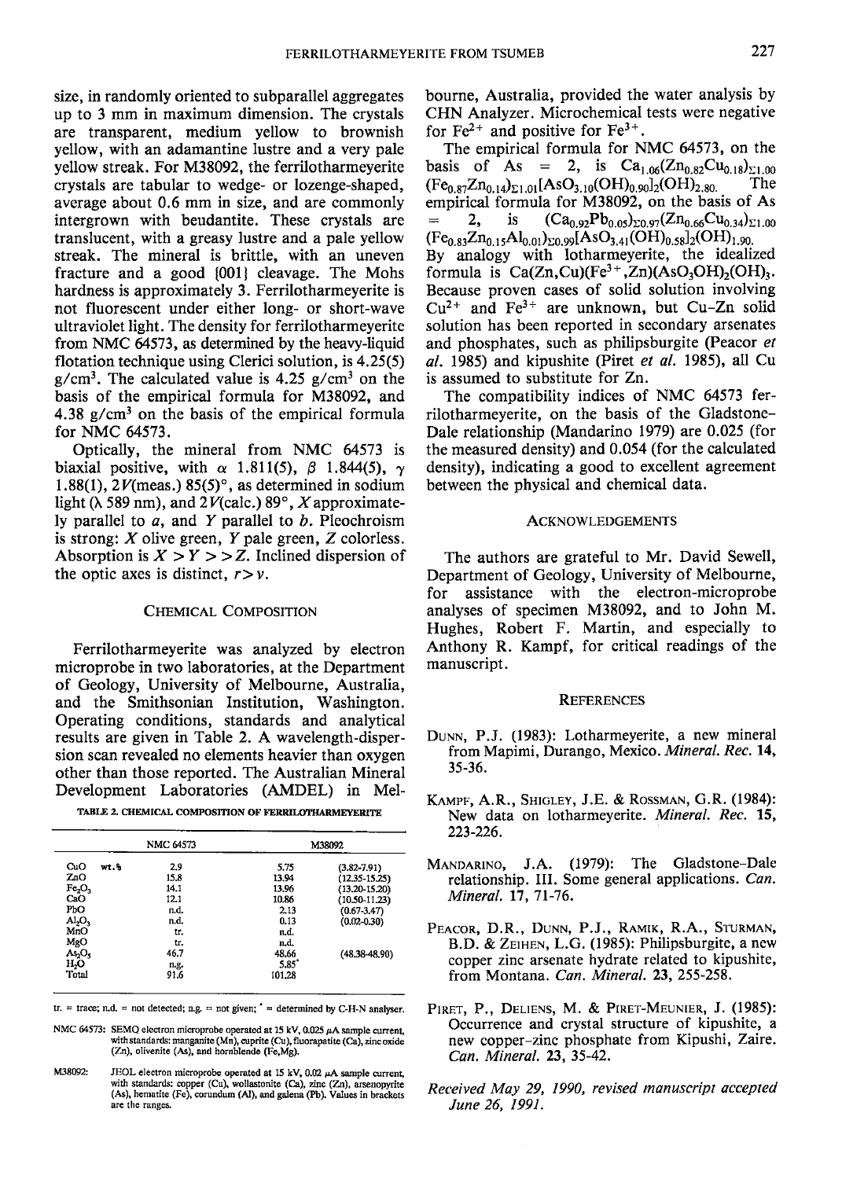size, in randomly oriented to subparallel aggregates up to 3 mm in maximum dimension. The crystals are transparent, medium yellow to brownish yellow, with an adamantine lustre and a very pale yellow streak. For M38092, the ferrilotharmeyerite crystals are tabular to wedge- or lozenge-shaped, average about 0.6 mm in size, and are commonly intergrown with beudantite. These crystals are translucent, with a greasy lustre and a pale yellow streak. The mineral is brittle, with an uneven fracture and a good {001} cleavage. The Mohs hardness is approximately 3. Ferrilotharmeyerite is not fluorescent under either long- or short-wave ultraviolet light. The density for ferrilotharmeyerite from NMC 64573, as determined by the heavy-liquid flotation technique using Clerici solution, is 4.25(5) g/cm$^3$. The calculated value is 4.25 g/cm$^3$ on the basis of the empirical formula for M38092, and 4.38 g/cm$^3$ on the basis of the empirical formula for NMC 64573.

Optically, the mineral from NMC 64573 is biaxial positive, with $\alpha$ 1.811(5), $\beta$ 1.844(5), $\gamma$ 1.88(1), 2*V*(meas.) 85(5)°, as determined in sodium light ($\lambda$ 589 nm), and 2*V*(calc.) 89°, *X* approximately parallel to *a*, and *Y* parallel to *b*. Pleochroism is strong: *X* olive green, *Y* pale green, *Z* colorless. Absorption is $X > Y >> Z$. Inclined dispersion of the optic axes is distinct, $r > v$.

## Chemical Composition

Ferrilotharmeyerite was analyzed by electron microprobe in two laboratories, at the Department of Geology, University of Melbourne, Australia, and the Smithsonian Institution, Washington. Operating conditions, standards and analytical results are given in Table 2. A wavelength-dispersion scan revealed no elements heavier than oxygen other than those reported. The Australian Mineral Development Laboratories (AMDEL) in Melbourne, Australia, provided the water analysis by CHN Analyzer. Microchemical tests were negative for $Fe^{2+}$ and positive for $Fe^{3+}$.

TABLE 2. CHEMICAL COMPOSITION OF FERRILOTHARMEYERITE

| | NMC 64573 | M38092 | |
|---|---|---|---|
| CuO wt.% | 2.9 | 5.75 | (3.82-7.91) |
| ZnO | 15.8 | 13.94 | (12.35-15.25) |
| $Fe_2O_3$ | 14.1 | 13.96 | (13.20-15.20) |
| CaO | 12.1 | 10.86 | (10.50-11.23) |
| PbO | n.d. | 2.13 | (0.67-3.47) |
| $Al_2O_3$ | n.d. | 0.13 | (0.02-0.30) |
| MnO | tr. | n.d. | |
| MgO | tr. | n.d. | |
| $As_2O_5$ | 46.7 | 48.66 | (48.38-48.90) |
| $H_2O$ | n.g. | 5.85* | |
| Total | 91.6 | 101.28 | |

tr. = trace; n.d. = not detected; n.g. = not given; * = determined by C-H-N analyser.

NMC 64573: SEMQ electron microprobe operated at 15 kV, 0.025 μA sample current, with standards: manganite (Mn), cuprite (Cu), fluorapatite (Ca), zinc oxide (Zn), olivenite (As), and hornblende (Fe,Mg).

M38092: JEOL electron microprobe operated at 15 kV, 0.02 μA sample current, with standards: copper (Cu), wollastonite (Ca), zinc (Zn), arsenopyrite (As), hematite (Fe), corundum (Al), and galena (Pb). Values in brackets are the ranges.

The empirical formula for NMC 64573, on the basis of As = 2, is $Ca_{1.06}(Zn_{0.82}Cu_{0.18})_{\Sigma 1.00}(Fe_{0.87}Zn_{0.14})_{\Sigma 1.01}[AsO_{3.10}(OH)_{0.90}]_2(OH)_{2.80}$. The empirical formula for M38092, on the basis of As = 2, is $(Ca_{0.92}Pb_{0.05})_{\Sigma 0.97}(Zn_{0.66}Cu_{0.34})_{\Sigma 1.00}(Fe_{0.83}Zn_{0.15}Al_{0.01})_{\Sigma 0.99}[AsO_{3.41}(OH)_{0.58}]_2(OH)_{1.90}$. By analogy with lotharmeyerite, the idealized formula is $Ca(Zn,Cu)(Fe^{3+},Zn)(AsO_3OH)_2(OH)_3$. Because proven cases of solid solution involving $Cu^{2+}$ and $Fe^{3+}$ are unknown, but Cu–Zn solid solution has been reported in secondary arsenates and phosphates, such as philipsburgite (Peacor *et al.* 1985) and kipushite (Piret *et al.* 1985), all Cu is assumed to substitute for Zn.

The compatibility indices of NMC 64573 ferrilotharmeyerite, on the basis of the Gladstone–Dale relationship (Mandarino 1979) are 0.025 (for the measured density) and 0.054 (for the calculated density), indicating a good to excellent agreement between the physical and chemical data.

## Acknowledgements

The authors are grateful to Mr. David Sewell, Department of Geology, University of Melbourne, for assistance with the electron-microprobe analyses of specimen M38092, and to John M. Hughes, Robert F. Martin, and especially to Anthony R. Kampf, for critical readings of the manuscript.

## References

Dunn, P.J. (1983): Lotharmeyerite, a new mineral from Mapimi, Durango, Mexico. *Mineral. Rec.* **14**, 35-36.

Kampf, A.R., Shigley, J.E. & Rossman, G.R. (1984): New data on lotharmeyerite. *Mineral. Rec.* **15**, 223-226.

Mandarino, J.A. (1979): The Gladstone–Dale relationship. III. Some general applications. *Can. Mineral.* **17**, 71-76.

Peacor, D.R., Dunn, P.J., Ramik, R.A., Sturman, B.D. & Zeihen, L.G. (1985): Philipsburgite, a new copper zinc arsenate hydrate related to kipushite, from Montana. *Can. Mineral.* **23**, 255-258.

Piret, P., Deliens, M. & Piret-Meunier, J. (1985): Occurrence and crystal structure of kipushite, a new copper–zinc phosphate from Kipushi, Zaire. *Can. Mineral.* **23**, 35-42.

*Received May 29, 1990, revised manuscript accepted June 26, 1991.*